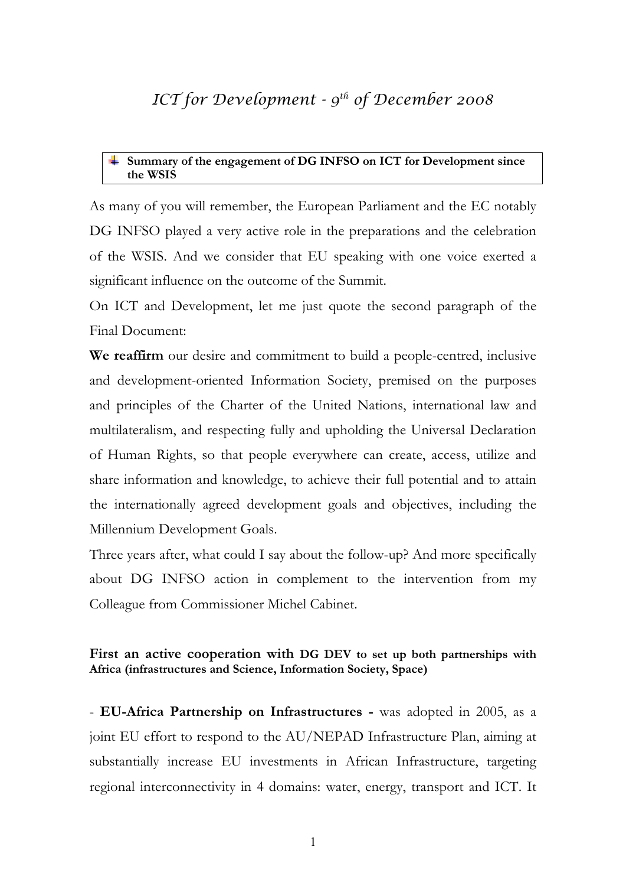# ICT for Development - 9th of December 2008

**Summary of the engagement of DG INFSO on ICT for Development since the WSIS**

As many of you will remember, the European Parliament and the EC notably DG INFSO played a very active role in the preparations and the celebration of the WSIS. And we consider that EU speaking with one voice exerted a significant influence on the outcome of the Summit.

On ICT and Development, let me just quote the second paragraph of the Final Document:

**We reaffirm** our desire and commitment to build a people-centred, inclusive and development-oriented Information Society, premised on the purposes and principles of the Charter of the United Nations, international law and multilateralism, and respecting fully and upholding the Universal Declaration of Human Rights, so that people everywhere can create, access, utilize and share information and knowledge, to achieve their full potential and to attain the internationally agreed development goals and objectives, including the Millennium Development Goals.

Three years after, what could I say about the follow-up? And more specifically about DG INFSO action in complement to the intervention from my Colleague from Commissioner Michel Cabinet.

**First an active cooperation with DG DEV to set up both partnerships with Africa (infrastructures and Science, Information Society, Space)**

- **EU-Africa Partnership on Infrastructures -** was adopted in 2005, as a joint EU effort to respond to the AU/NEPAD Infrastructure Plan, aiming at substantially increase EU investments in African Infrastructure, targeting regional interconnectivity in 4 domains: water, energy, transport and ICT. It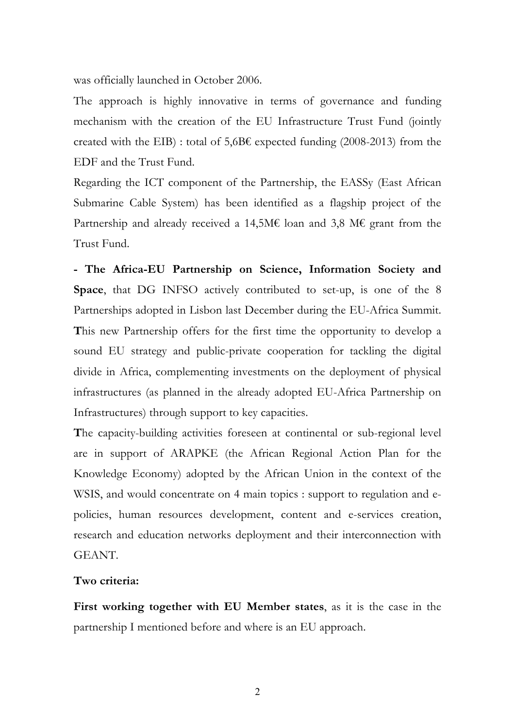was officially launched in October 2006.

The approach is highly innovative in terms of governance and funding mechanism with the creation of the EU Infrastructure Trust Fund (jointly created with the EIB) : total of 5,6B€ expected funding (2008-2013) from the EDF and the Trust Fund.

Regarding the ICT component of the Partnership, the EASSy (East African Submarine Cable System) has been identified as a flagship project of the Partnership and already received a 14,5M€ loan and 3,8 M€ grant from the Trust Fund.

**- The Africa-EU Partnership on Science, Information Society and Space**, that DG INFSO actively contributed to set-up, is one of the 8 Partnerships adopted in Lisbon last December during the EU-Africa Summit. **T**his new Partnership offers for the first time the opportunity to develop a sound EU strategy and public-private cooperation for tackling the digital divide in Africa, complementing investments on the deployment of physical infrastructures (as planned in the already adopted EU-Africa Partnership on Infrastructures) through support to key capacities.

**T**he capacity-building activities foreseen at continental or sub-regional level are in support of ARAPKE (the African Regional Action Plan for the Knowledge Economy) adopted by the African Union in the context of the WSIS, and would concentrate on 4 main topics : support to regulation and e-policies, human resources development, content and e-services creation, research and education networks deployment and their interconnection with GEANT.

**Two criteria:**

**First working together with EU Member states**, as it is the case in the partnership I mentioned before and where is an EU approach.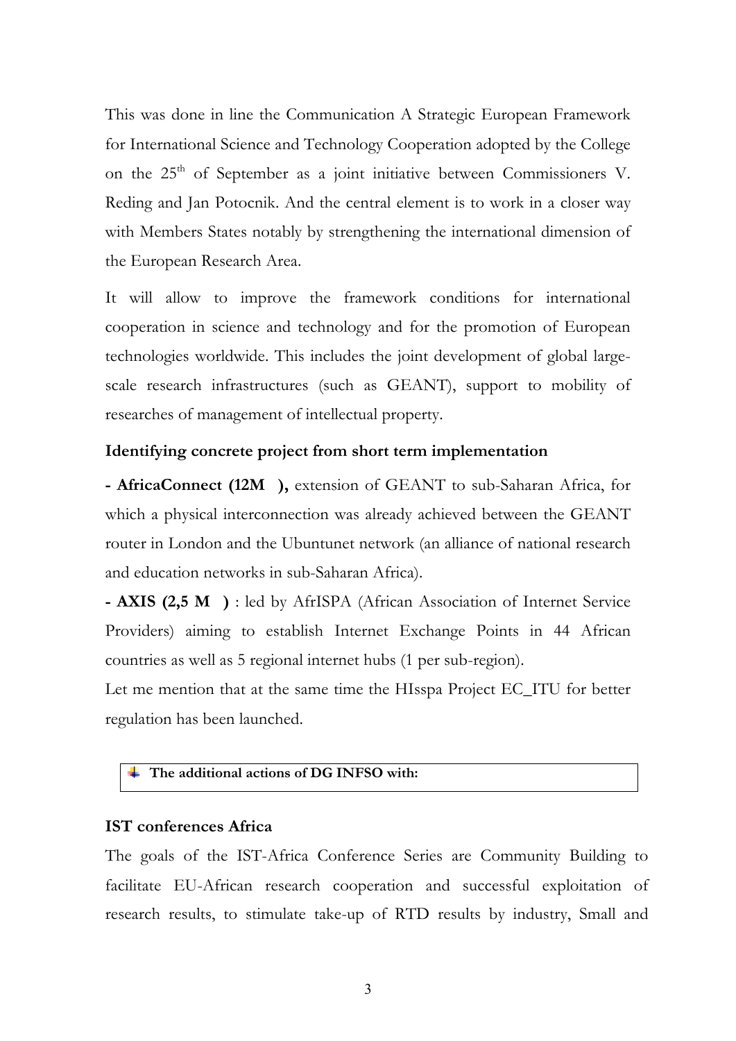This was done in line the Communication A Strategic European Framework for International Science and Technology Cooperation adopted by the College on the 25th of September as a joint initiative between Commissioners V. Reding and Jan Potocnik. And the central element is to work in a closer way with Members States notably by strengthening the international dimension of the European Research Area.

It will allow to improve the framework conditions for international cooperation in science and technology and for the promotion of European technologies worldwide. This includes the joint development of global large-scale research infrastructures (such as GEANT), support to mobility of researches of management of intellectual property.

**Identifying concrete project from short term implementation**

**- AfricaConnect (12M ),** extension of GEANT to sub-Saharan Africa, for which a physical interconnection was already achieved between the GEANT router in London and the Ubuntunet network (an alliance of national research and education networks in sub-Saharan Africa).

**- AXIS (2,5 M )** : led by AfrISPA (African Association of Internet Service Providers) aiming to establish Internet Exchange Points in 44 African countries as well as 5 regional internet hubs (1 per sub-region).

Let me mention that at the same time the HIsspa Project EC_ITU for better regulation has been launched.

- **The additional actions of DG INFSO with:**

**IST conferences Africa**

The goals of the IST-Africa Conference Series are Community Building to facilitate EU-African research cooperation and successful exploitation of research results, to stimulate take-up of RTD results by industry, Small and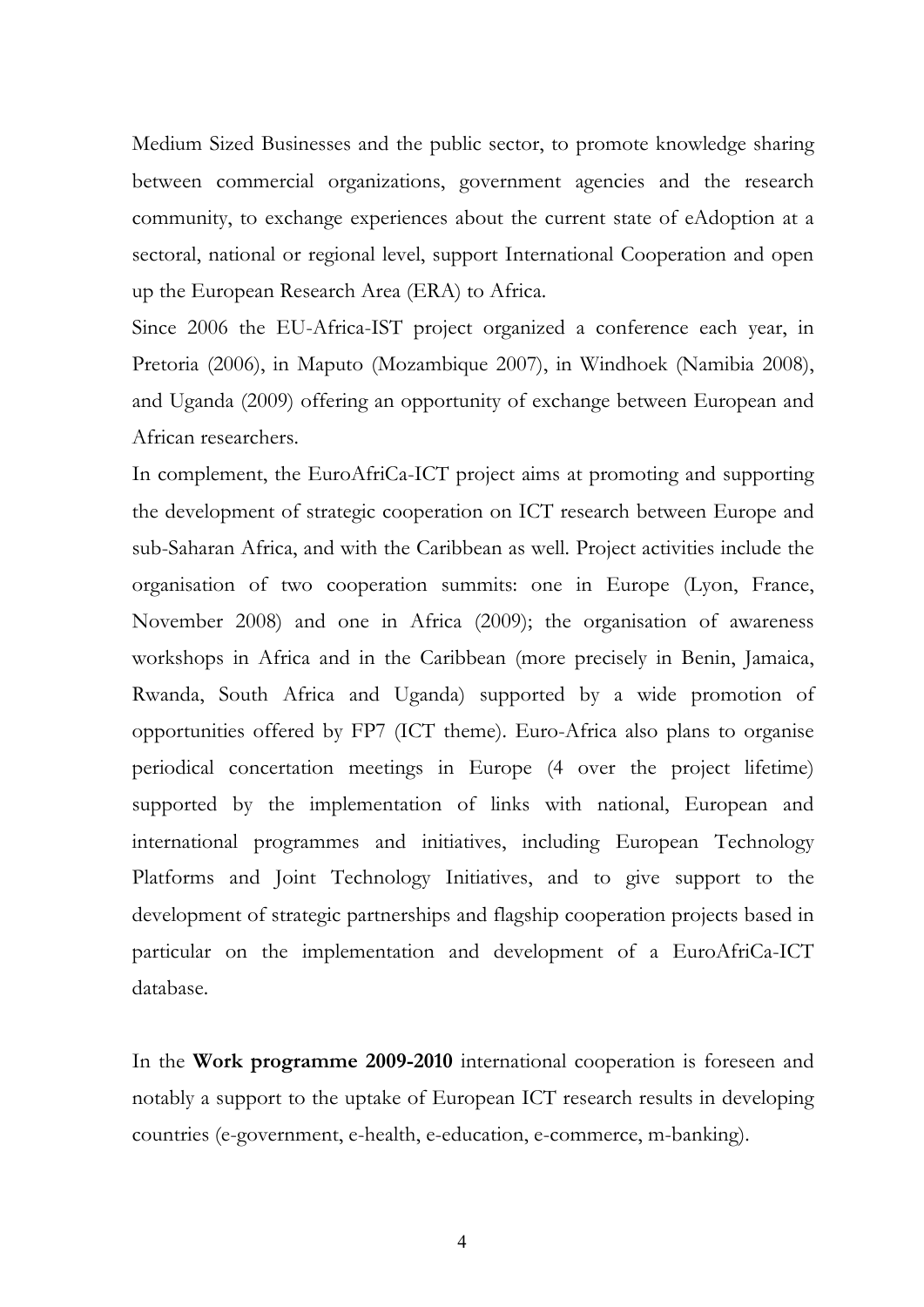Medium Sized Businesses and the public sector, to promote knowledge sharing between commercial organizations, government agencies and the research community, to exchange experiences about the current state of eAdoption at a sectoral, national or regional level, support International Cooperation and open up the European Research Area (ERA) to Africa.

Since 2006 the EU-Africa-IST project organized a conference each year, in Pretoria (2006), in Maputo (Mozambique 2007), in Windhoek (Namibia 2008), and Uganda (2009) offering an opportunity of exchange between European and African researchers.

In complement, the EuroAfriCa-ICT project aims at promoting and supporting the development of strategic cooperation on ICT research between Europe and sub-Saharan Africa, and with the Caribbean as well. Project activities include the organisation of two cooperation summits: one in Europe (Lyon, France, November 2008) and one in Africa (2009); the organisation of awareness workshops in Africa and in the Caribbean (more precisely in Benin, Jamaica, Rwanda, South Africa and Uganda) supported by a wide promotion of opportunities offered by FP7 (ICT theme). Euro-Africa also plans to organise periodical concertation meetings in Europe (4 over the project lifetime) supported by the implementation of links with national, European and international programmes and initiatives, including European Technology Platforms and Joint Technology Initiatives, and to give support to the development of strategic partnerships and flagship cooperation projects based in particular on the implementation and development of a EuroAfriCa-ICT database.

In the **Work programme 2009-2010** international cooperation is foreseen and notably a support to the uptake of European ICT research results in developing countries (e-government, e-health, e-education, e-commerce, m-banking).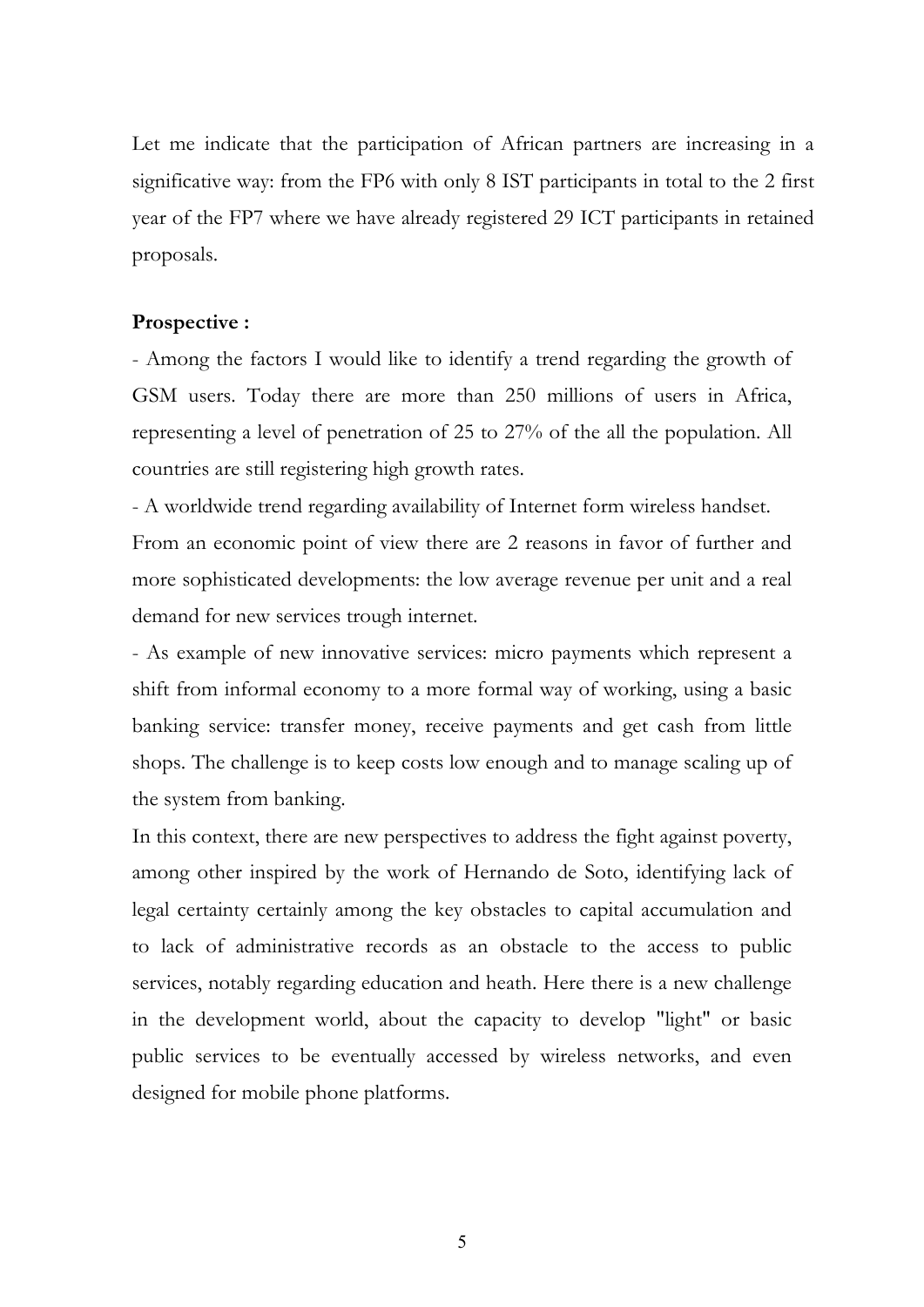Let me indicate that the participation of African partners are increasing in a significative way: from the FP6 with only 8 IST participants in total to the 2 first year of the FP7 where we have already registered 29 ICT participants in retained proposals.

**Prospective :**

- Among the factors I would like to identify a trend regarding the growth of GSM users. Today there are more than 250 millions of users in Africa, representing a level of penetration of 25 to 27% of the all the population. All countries are still registering high growth rates.
- A worldwide trend regarding availability of Internet form wireless handset.

From an economic point of view there are 2 reasons in favor of further and more sophisticated developments: the low average revenue per unit and a real demand for new services trough internet.

- As example of new innovative services: micro payments which represent a shift from informal economy to a more formal way of working, using a basic banking service: transfer money, receive payments and get cash from little shops. The challenge is to keep costs low enough and to manage scaling up of the system from banking.

In this context, there are new perspectives to address the fight against poverty, among other inspired by the work of Hernando de Soto, identifying lack of legal certainty certainly among the key obstacles to capital accumulation and to lack of administrative records as an obstacle to the access to public services, notably regarding education and heath. Here there is a new challenge in the development world, about the capacity to develop "light" or basic public services to be eventually accessed by wireless networks, and even designed for mobile phone platforms.